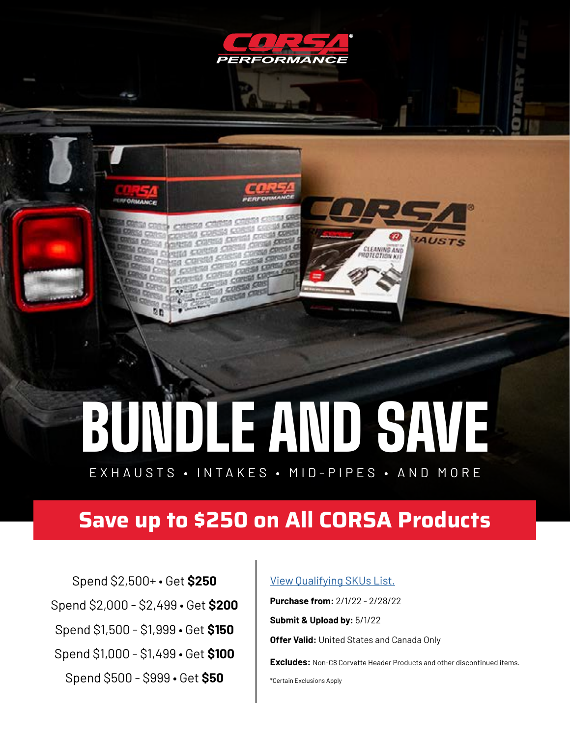CORSA PERFORMANCE

# BUNDLE AND SAVE

EXHAUSTS • INTAKES • MID-PIPES • AND MORE

## Save up to $250 on All CORSA Products

Spend $2,500+ • Get **$250**

Spend $2,000 - $2,499 • Get **$200**

Spend $1,500 - $1,999 • Get **$150**

Spend $1,000 - $1,499 • Get **$100**

Spend $500 - $999 • Get **$50**

View Qualifying SKUs List.

**Purchase from:** 2/1/22 - 2/28/22

**Submit & Upload by:** 5/1/22

**Offer Valid:** United States and Canada Only

**Excludes:** Non-C8 Corvette Header Products and other discontinued items.

*Certain Exclusions Apply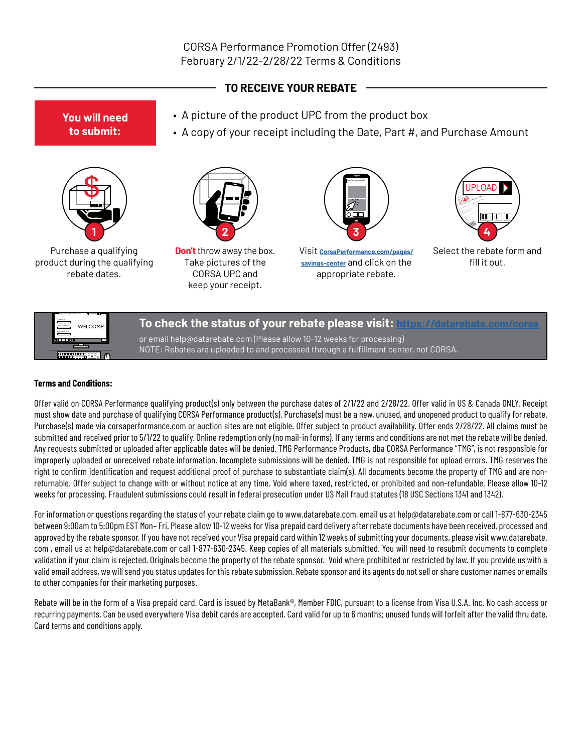CORSA Performance Promotion Offer (2493)
February 2/1/22-2/28/22 Terms & Conditions

## TO RECEIVE YOUR REBATE

**You will need to submit:**

- A picture of the product UPC from the product box
- A copy of your receipt including the Date, Part #, and Purchase Amount

1. Purchase a qualifying product during the qualifying rebate dates.
2. **Don't** throw away the box. Take pictures of the CORSA UPC and keep your receipt.
3. Visit CorsaPerformance.com/pages/savings-center and click on the appropriate rebate.
4. Select the rebate form and fill it out.

**To check the status of your rebate please visit: https://datarebate.com/corsa**

or email help@datarebate.com (Please allow 10-12 weeks for processing)
NOTE: Rebates are uploaded to and processed through a fulfillment center, not CORSA.

**Terms and Conditions:**

Offer valid on CORSA Performance qualifying product(s) only between the purchase dates of 2/1/22 and 2/28/22. Offer valid in US & Canada ONLY. Receipt must show date and purchase of qualifying CORSA Performance product(s). Purchase(s) must be a new, unused, and unopened product to qualify for rebate. Purchase(s) made via corsaperformance.com or auction sites are not eligible. Offer subject to product availability. Offer ends 2/28/22. All claims must be submitted and received prior to 5/1/22 to qualify. Online redemption only (no mail-in forms). If any terms and conditions are not met the rebate will be denied. Any requests submitted or uploaded after applicable dates will be denied. TMG Performance Products, dba CORSA Performance "TMG", is not responsible for improperly uploaded or unreceived rebate information. Incomplete submissions will be denied. TMG is not responsible for upload errors. TMG reserves the right to confirm identification and request additional proof of purchase to substantiate claim(s). All documents become the property of TMG and are non-returnable. Offer subject to change with or without notice at any time. Void where taxed, restricted, or prohibited and non-refundable. Please allow 10-12 weeks for processing. Fraudulent submissions could result in federal prosecution under US Mail fraud statutes (18 USC Sections 1341 and 1342).

For information or questions regarding the status of your rebate claim go to www.datarebate.com, email us at help@datarebate.com or call 1-877-630-2345 between 9:00am to 5:00pm EST Mon- Fri. Please allow 10-12 weeks for Visa prepaid card delivery after rebate documents have been received, processed and approved by the rebate sponsor. If you have not received your Visa prepaid card within 12 weeks of submitting your documents, please visit www.datarebate.com , email us at help@datarebate,com or call 1-877-630-2345. Keep copies of all materials submitted. You will need to resubmit documents to complete validation if your claim is rejected. Originals become the property of the rebate sponsor. Void where prohibited or restricted by law. If you provide us with a valid email address, we will send you status updates for this rebate submission. Rebate sponsor and its agents do not sell or share customer names or emails to other companies for their marketing purposes.

Rebate will be in the form of a Visa prepaid card. Card is issued by MetaBank®, Member FDIC, pursuant to a license from Visa U.S.A. Inc. No cash access or recurring payments. Can be used everywhere Visa debit cards are accepted. Card valid for up to 6 months; unused funds will forfeit after the valid thru date. Card terms and conditions apply.